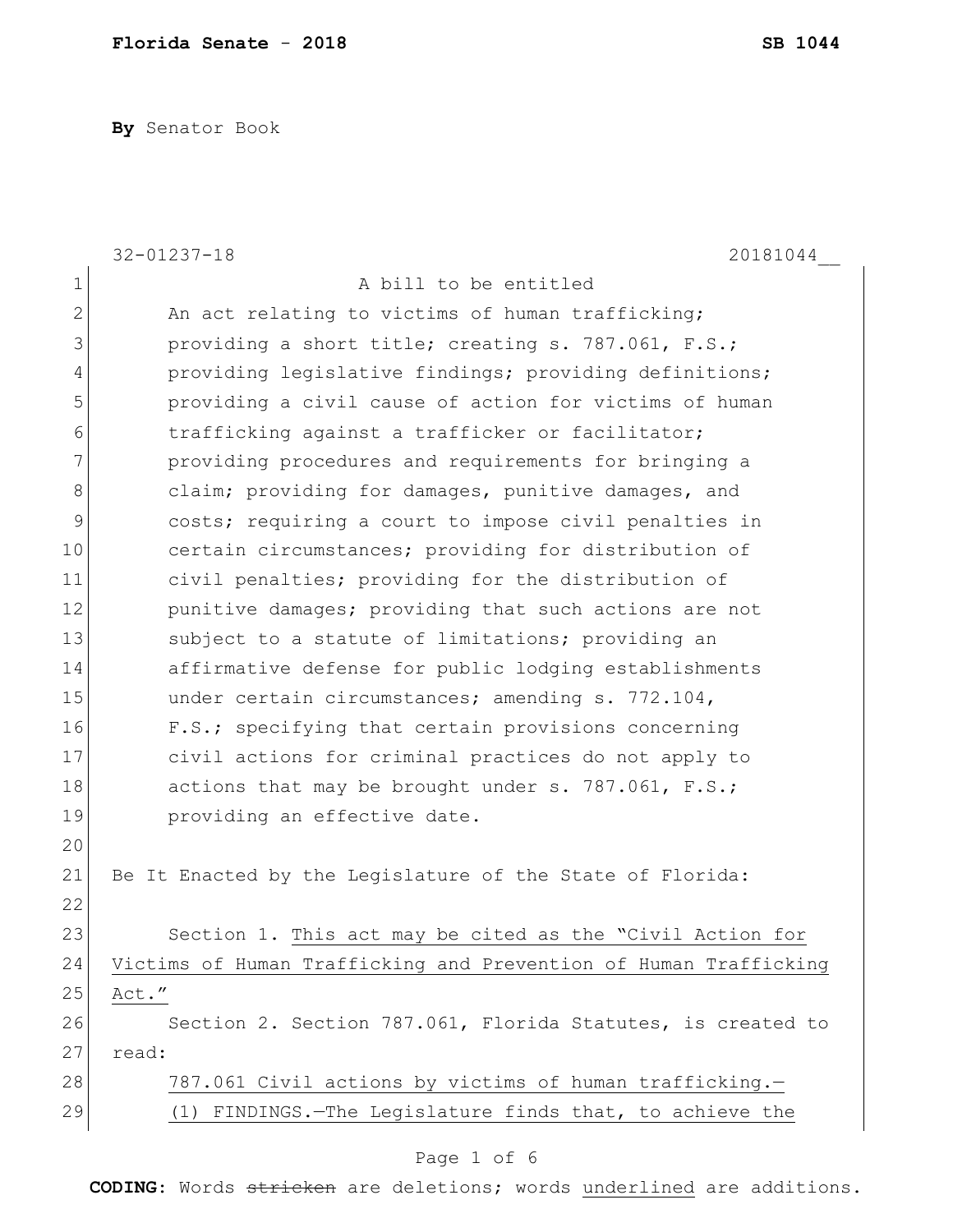**Florida Senate - 2018** **SB 1044**

**By** Senator Book

32-01237-18 20181044__

A bill to be entitled

An act relating to victims of human trafficking; providing a short title; creating s. 787.061, F.S.; providing legislative findings; providing definitions; providing a civil cause of action for victims of human trafficking against a trafficker or facilitator; providing procedures and requirements for bringing a claim; providing for damages, punitive damages, and costs; requiring a court to impose civil penalties in certain circumstances; providing for distribution of civil penalties; providing for the distribution of punitive damages; providing that such actions are not subject to a statute of limitations; providing an affirmative defense for public lodging establishments under certain circumstances; amending s. 772.104, F.S.; specifying that certain provisions concerning civil actions for criminal practices do not apply to actions that may be brought under s. 787.061, F.S.; providing an effective date.

Be It Enacted by the Legislature of the State of Florida:

Section 1. <u>This act may be cited as the "Civil Action for Victims of Human Trafficking and Prevention of Human Trafficking Act."</u>

Section 2. Section 787.061, Florida Statutes, is created to read:

<u>787.061 Civil actions by victims of human trafficking.—</u>

<u>(1) FINDINGS.—The Legislature finds that, to achieve the</u>

**CODING:** Words ~~stricken~~ are deletions; words <u>underlined</u> are additions.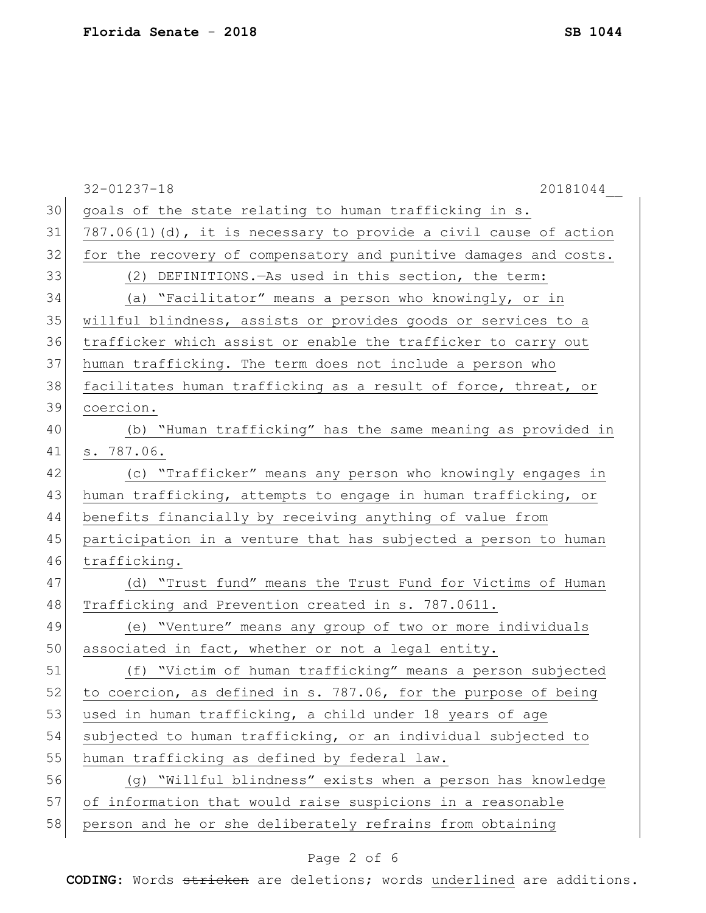goals of the state relating to human trafficking in s. 787.06(1)(d), it is necessary to provide a civil cause of action for the recovery of compensatory and punitive damages and costs.

(2) DEFINITIONS.—As used in this section, the term:

(a) "Facilitator" means a person who knowingly, or in willful blindness, assists or provides goods or services to a trafficker which assist or enable the trafficker to carry out human trafficking. The term does not include a person who facilitates human trafficking as a result of force, threat, or coercion.

(b) "Human trafficking" has the same meaning as provided in s. 787.06.

(c) "Trafficker" means any person who knowingly engages in human trafficking, attempts to engage in human trafficking, or benefits financially by receiving anything of value from participation in a venture that has subjected a person to human trafficking.

(d) "Trust fund" means the Trust Fund for Victims of Human Trafficking and Prevention created in s. 787.0611.

(e) "Venture" means any group of two or more individuals associated in fact, whether or not a legal entity.

(f) "Victim of human trafficking" means a person subjected to coercion, as defined in s. 787.06, for the purpose of being used in human trafficking, a child under 18 years of age subjected to human trafficking, or an individual subjected to human trafficking as defined by federal law.

(g) "Willful blindness" exists when a person has knowledge of information that would raise suspicions in a reasonable person and he or she deliberately refrains from obtaining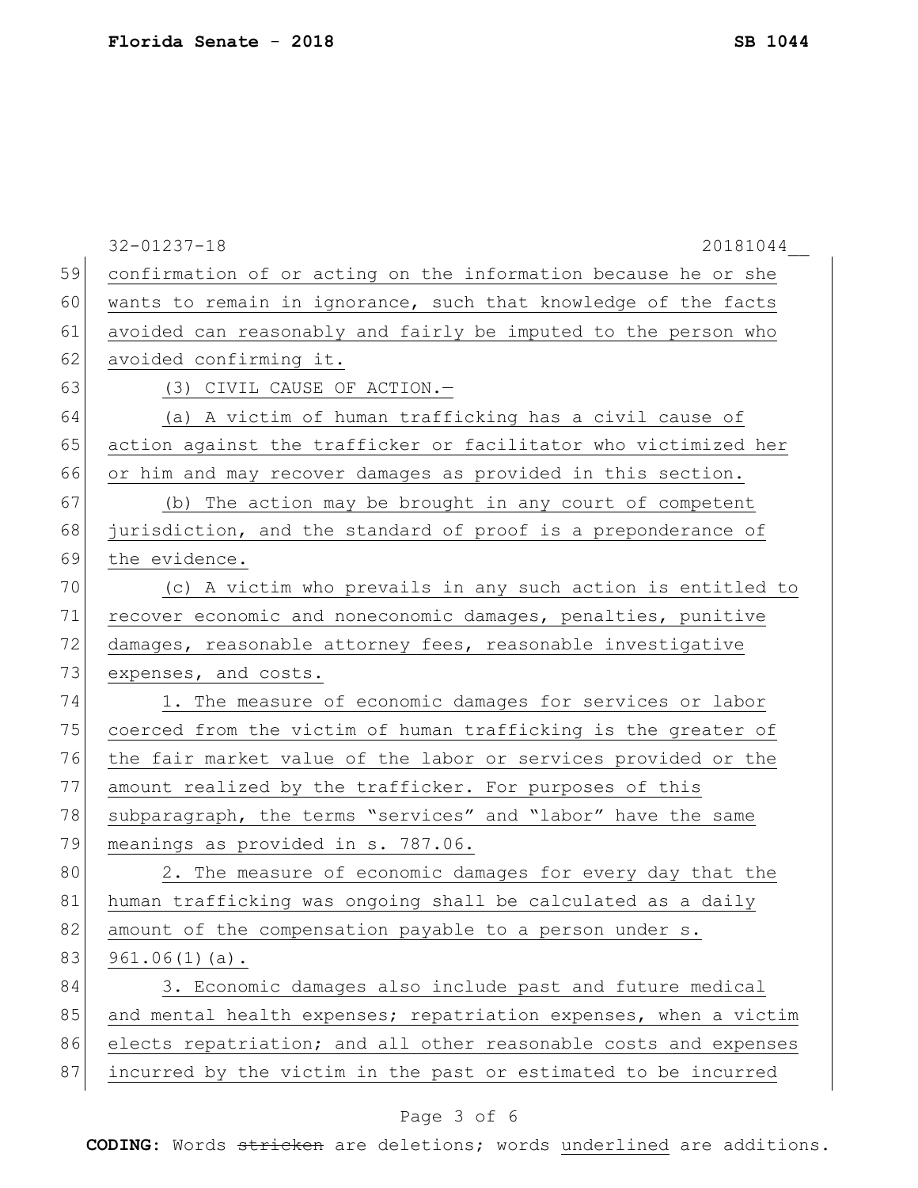confirmation of or acting on the information because he or she wants to remain in ignorance, such that knowledge of the facts avoided can reasonably and fairly be imputed to the person who avoided confirming it.

(3) CIVIL CAUSE OF ACTION.—

(a) A victim of human trafficking has a civil cause of action against the trafficker or facilitator who victimized her or him and may recover damages as provided in this section.

(b) The action may be brought in any court of competent jurisdiction, and the standard of proof is a preponderance of the evidence.

(c) A victim who prevails in any such action is entitled to recover economic and noneconomic damages, penalties, punitive damages, reasonable attorney fees, reasonable investigative expenses, and costs.

1. The measure of economic damages for services or labor coerced from the victim of human trafficking is the greater of the fair market value of the labor or services provided or the amount realized by the trafficker. For purposes of this subparagraph, the terms "services" and "labor" have the same meanings as provided in s. 787.06.

2. The measure of economic damages for every day that the human trafficking was ongoing shall be calculated as a daily amount of the compensation payable to a person under s. 961.06(1)(a).

3. Economic damages also include past and future medical and mental health expenses; repatriation expenses, when a victim elects repatriation; and all other reasonable costs and expenses incurred by the victim in the past or estimated to be incurred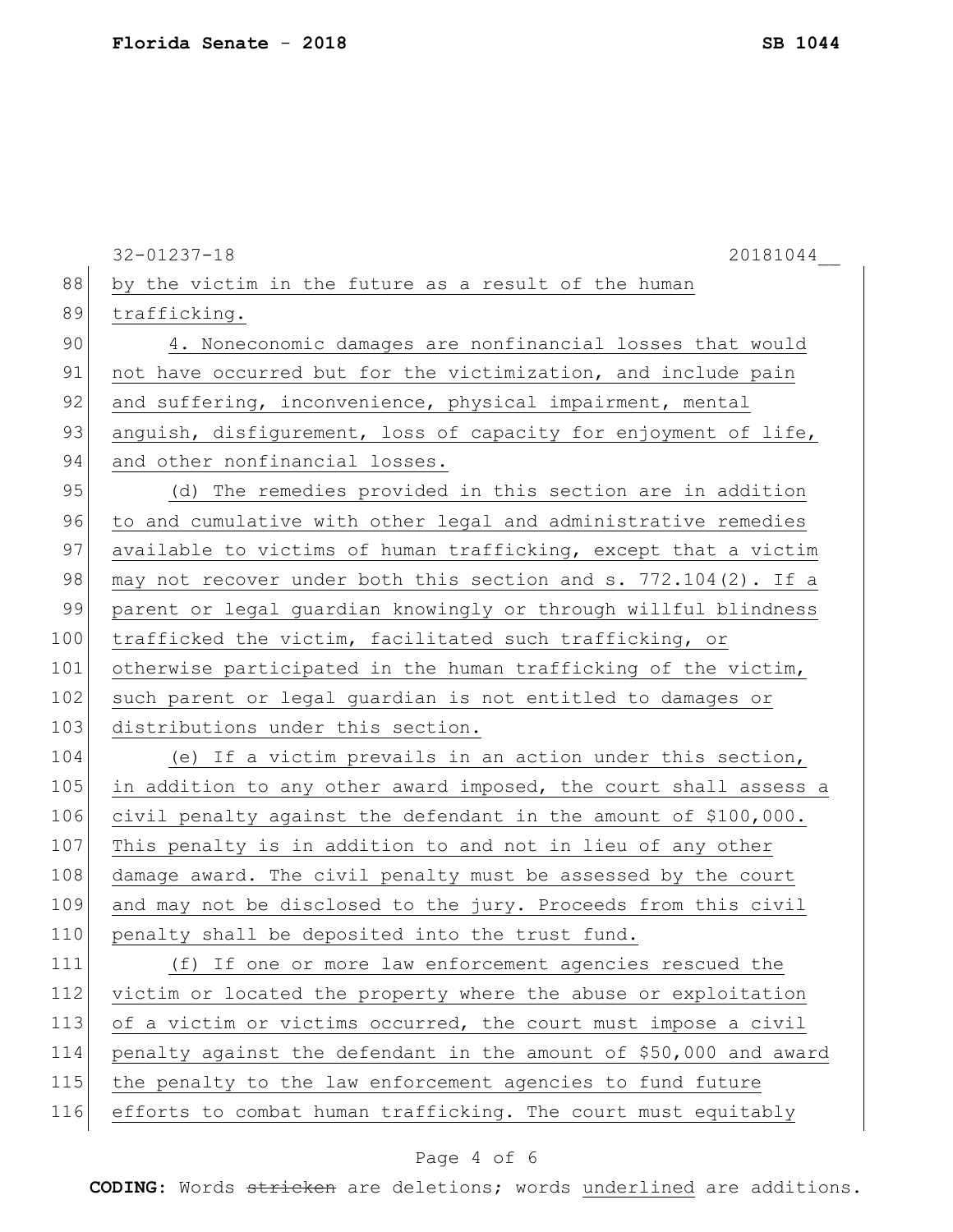by the victim in the future as a result of the human trafficking.

4. Noneconomic damages are nonfinancial losses that would not have occurred but for the victimization, and include pain and suffering, inconvenience, physical impairment, mental anguish, disfigurement, loss of capacity for enjoyment of life, and other nonfinancial losses.

(d) The remedies provided in this section are in addition to and cumulative with other legal and administrative remedies available to victims of human trafficking, except that a victim may not recover under both this section and s. 772.104(2). If a parent or legal guardian knowingly or through willful blindness trafficked the victim, facilitated such trafficking, or otherwise participated in the human trafficking of the victim, such parent or legal guardian is not entitled to damages or distributions under this section.

(e) If a victim prevails in an action under this section, in addition to any other award imposed, the court shall assess a civil penalty against the defendant in the amount of $100,000. This penalty is in addition to and not in lieu of any other damage award. The civil penalty must be assessed by the court and may not be disclosed to the jury. Proceeds from this civil penalty shall be deposited into the trust fund.

(f) If one or more law enforcement agencies rescued the victim or located the property where the abuse or exploitation of a victim or victims occurred, the court must impose a civil penalty against the defendant in the amount of $50,000 and award the penalty to the law enforcement agencies to fund future efforts to combat human trafficking. The court must equitably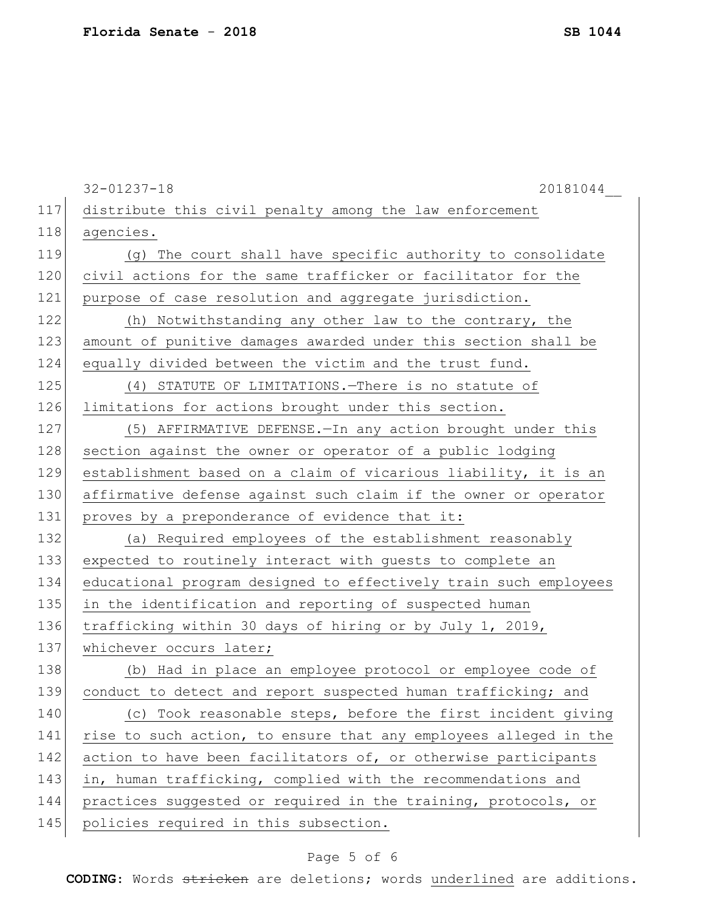distribute this civil penalty among the law enforcement agencies.

(g) The court shall have specific authority to consolidate civil actions for the same trafficker or facilitator for the purpose of case resolution and aggregate jurisdiction.

(h) Notwithstanding any other law to the contrary, the amount of punitive damages awarded under this section shall be equally divided between the victim and the trust fund.

(4) STATUTE OF LIMITATIONS.—There is no statute of limitations for actions brought under this section.

(5) AFFIRMATIVE DEFENSE.—In any action brought under this section against the owner or operator of a public lodging establishment based on a claim of vicarious liability, it is an affirmative defense against such claim if the owner or operator proves by a preponderance of evidence that it:

(a) Required employees of the establishment reasonably expected to routinely interact with guests to complete an educational program designed to effectively train such employees in the identification and reporting of suspected human trafficking within 30 days of hiring or by July 1, 2019, whichever occurs later;

(b) Had in place an employee protocol or employee code of conduct to detect and report suspected human trafficking; and

(c) Took reasonable steps, before the first incident giving rise to such action, to ensure that any employees alleged in the action to have been facilitators of, or otherwise participants in, human trafficking, complied with the recommendations and practices suggested or required in the training, protocols, or policies required in this subsection.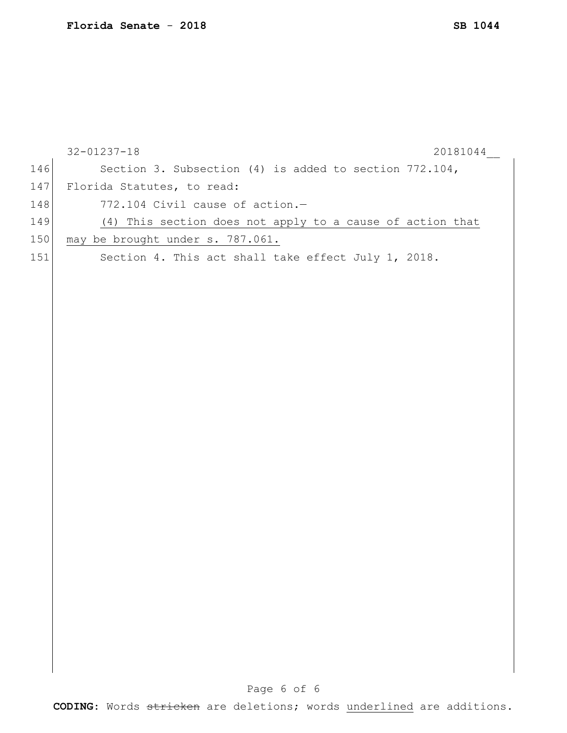Section 3. Subsection (4) is added to section 772.104, Florida Statutes, to read:

772.104 Civil cause of action.—

<u>(4) This section does not apply to a cause of action that may be brought under s. 787.061.</u>

Section 4. This act shall take effect July 1, 2018.